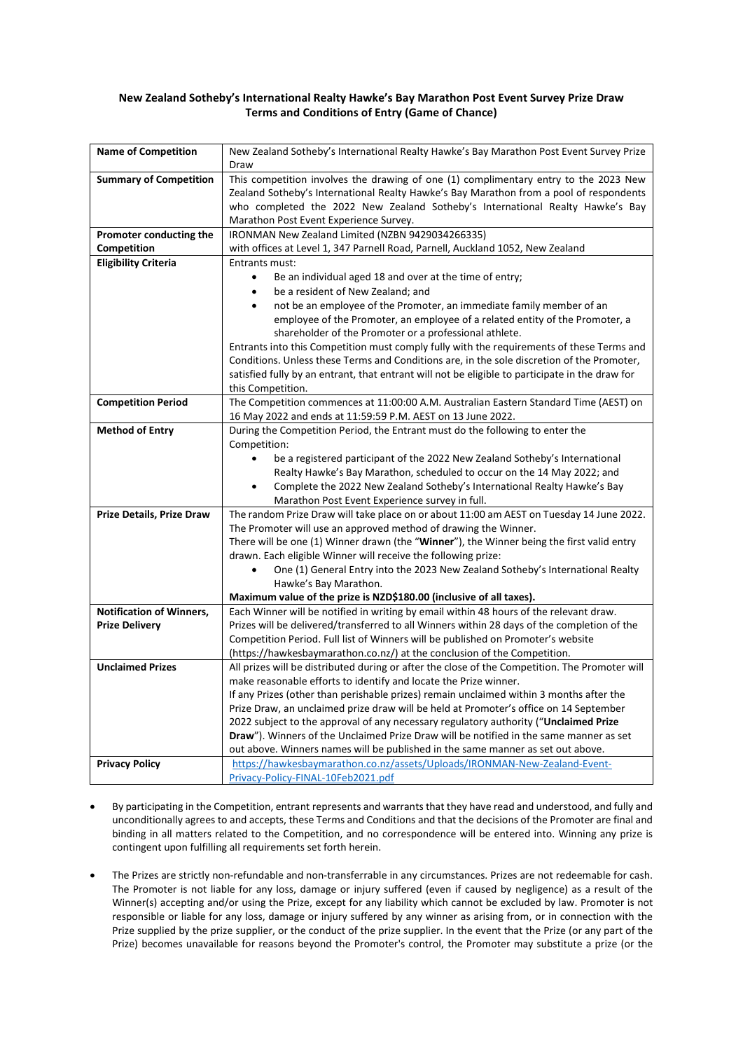# New Zealand Sotheby's International Realty Hawke's Bay Marathon Post Event Survey Prize Draw Terms and Conditions of Entry (Game of Chance)

| | |
|---|---|
| **Name of Competition** | New Zealand Sotheby's International Realty Hawke's Bay Marathon Post Event Survey Prize Draw |
| **Summary of Competition** | This competition involves the drawing of one (1) complimentary entry to the 2023 New Zealand Sotheby's International Realty Hawke's Bay Marathon from a pool of respondents who completed the 2022 New Zealand Sotheby's International Realty Hawke's Bay Marathon Post Event Experience Survey. |
| **Promoter conducting the Competition** | IRONMAN New Zealand Limited (NZBN 9429034266335) with offices at Level 1, 347 Parnell Road, Parnell, Auckland 1052, New Zealand |
| **Eligibility Criteria** | Entrants must: <ul><li>Be an individual aged 18 and over at the time of entry;</li><li>be a resident of New Zealand; and</li><li>not be an employee of the Promoter, an immediate family member of an employee of the Promoter, an employee of a related entity of the Promoter, a shareholder of the Promoter or a professional athlete.</li></ul> Entrants into this Competition must comply fully with the requirements of these Terms and Conditions. Unless these Terms and Conditions are, in the sole discretion of the Promoter, satisfied fully by an entrant, that entrant will not be eligible to participate in the draw for this Competition. |
| **Competition Period** | The Competition commences at 11:00:00 A.M. Australian Eastern Standard Time (AEST) on 16 May 2022 and ends at 11:59:59 P.M. AEST on 13 June 2022. |
| **Method of Entry** | During the Competition Period, the Entrant must do the following to enter the Competition: <ul><li>be a registered participant of the 2022 New Zealand Sotheby's International Realty Hawke's Bay Marathon, scheduled to occur on the 14 May 2022; and</li><li>Complete the 2022 New Zealand Sotheby's International Realty Hawke's Bay Marathon Post Event Experience survey in full.</li></ul> |
| **Prize Details, Prize Draw** | The random Prize Draw will take place on or about 11:00 am AEST on Tuesday 14 June 2022. The Promoter will use an approved method of drawing the Winner. There will be one (1) Winner drawn (the "**Winner**"), the Winner being the first valid entry drawn. Each eligible Winner will receive the following prize: <ul><li>One (1) General Entry into the 2023 New Zealand Sotheby's International Realty Hawke's Bay Marathon.</li></ul> **Maximum value of the prize is NZD$180.00 (inclusive of all taxes).** |
| **Notification of Winners, Prize Delivery** | Each Winner will be notified in writing by email within 48 hours of the relevant draw. Prizes will be delivered/transferred to all Winners within 28 days of the completion of the Competition Period. Full list of Winners will be published on Promoter's website (https://hawkesbaymarathon.co.nz/) at the conclusion of the Competition. |
| **Unclaimed Prizes** | All prizes will be distributed during or after the close of the Competition. The Promoter will make reasonable efforts to identify and locate the Prize winner. If any Prizes (other than perishable prizes) remain unclaimed within 3 months after the Prize Draw, an unclaimed prize draw will be held at Promoter's office on 14 September 2022 subject to the approval of any necessary regulatory authority ("**Unclaimed Prize Draw**"). Winners of the Unclaimed Prize Draw will be notified in the same manner as set out above. Winners names will be published in the same manner as set out above. |
| **Privacy Policy** | https://hawkesbaymarathon.co.nz/assets/Uploads/IRONMAN-New-Zealand-Event-Privacy-Policy-FINAL-10Feb2021.pdf |

- By participating in the Competition, entrant represents and warrants that they have read and understood, and fully and unconditionally agrees to and accepts, these Terms and Conditions and that the decisions of the Promoter are final and binding in all matters related to the Competition, and no correspondence will be entered into. Winning any prize is contingent upon fulfilling all requirements set forth herein.

- The Prizes are strictly non-refundable and non-transferrable in any circumstances. Prizes are not redeemable for cash. The Promoter is not liable for any loss, damage or injury suffered (even if caused by negligence) as a result of the Winner(s) accepting and/or using the Prize, except for any liability which cannot be excluded by law. Promoter is not responsible or liable for any loss, damage or injury suffered by any winner as arising from, or in connection with the Prize supplied by the prize supplier, or the conduct of the prize supplier. In the event that the Prize (or any part of the Prize) becomes unavailable for reasons beyond the Promoter's control, the Promoter may substitute a prize (or the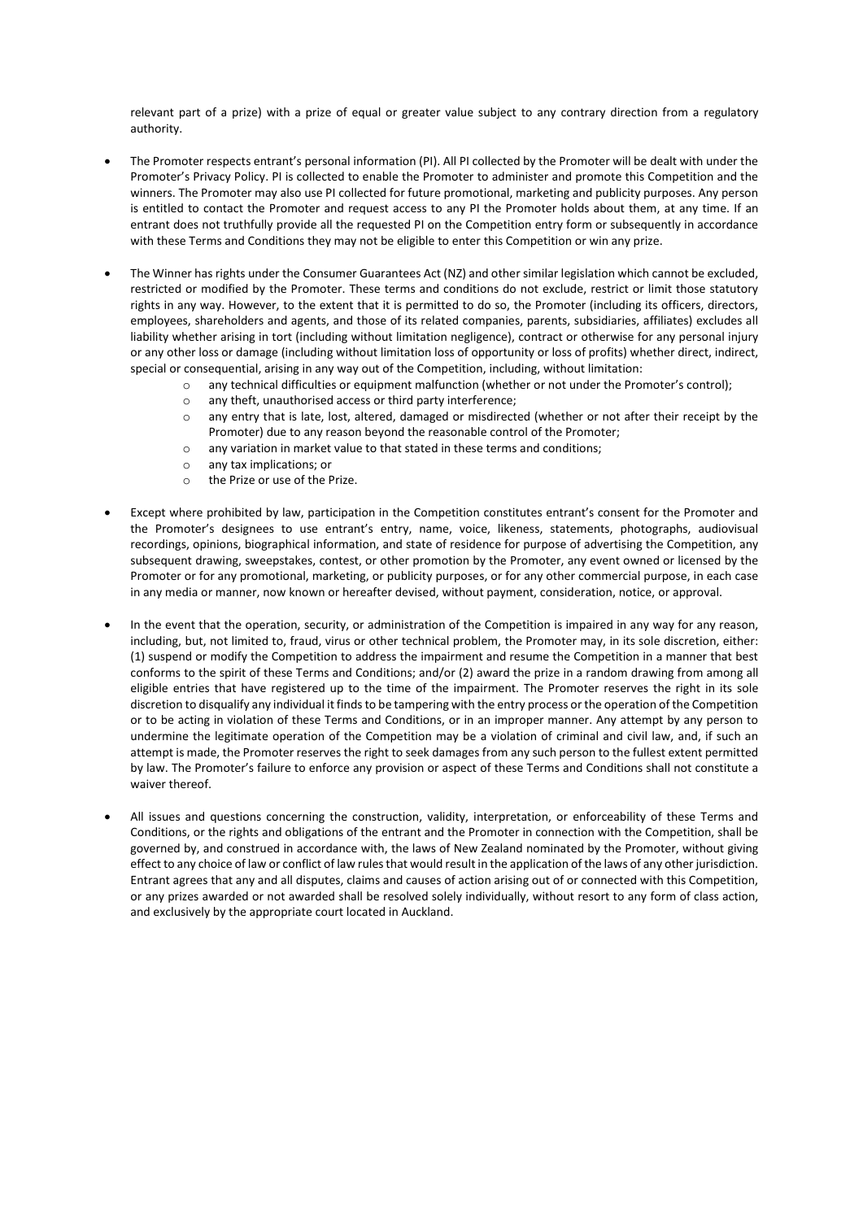relevant part of a prize) with a prize of equal or greater value subject to any contrary direction from a regulatory authority.

- The Promoter respects entrant's personal information (PI). All PI collected by the Promoter will be dealt with under the Promoter's Privacy Policy. PI is collected to enable the Promoter to administer and promote this Competition and the winners. The Promoter may also use PI collected for future promotional, marketing and publicity purposes. Any person is entitled to contact the Promoter and request access to any PI the Promoter holds about them, at any time. If an entrant does not truthfully provide all the requested PI on the Competition entry form or subsequently in accordance with these Terms and Conditions they may not be eligible to enter this Competition or win any prize.

- The Winner has rights under the Consumer Guarantees Act (NZ) and other similar legislation which cannot be excluded, restricted or modified by the Promoter. These terms and conditions do not exclude, restrict or limit those statutory rights in any way. However, to the extent that it is permitted to do so, the Promoter (including its officers, directors, employees, shareholders and agents, and those of its related companies, parents, subsidiaries, affiliates) excludes all liability whether arising in tort (including without limitation negligence), contract or otherwise for any personal injury or any other loss or damage (including without limitation loss of opportunity or loss of profits) whether direct, indirect, special or consequential, arising in any way out of the Competition, including, without limitation:
  - any technical difficulties or equipment malfunction (whether or not under the Promoter's control);
  - any theft, unauthorised access or third party interference;
  - any entry that is late, lost, altered, damaged or misdirected (whether or not after their receipt by the Promoter) due to any reason beyond the reasonable control of the Promoter;
  - any variation in market value to that stated in these terms and conditions;
  - any tax implications; or
  - the Prize or use of the Prize.

- Except where prohibited by law, participation in the Competition constitutes entrant's consent for the Promoter and the Promoter's designees to use entrant's entry, name, voice, likeness, statements, photographs, audiovisual recordings, opinions, biographical information, and state of residence for purpose of advertising the Competition, any subsequent drawing, sweepstakes, contest, or other promotion by the Promoter, any event owned or licensed by the Promoter or for any promotional, marketing, or publicity purposes, or for any other commercial purpose, in each case in any media or manner, now known or hereafter devised, without payment, consideration, notice, or approval.

- In the event that the operation, security, or administration of the Competition is impaired in any way for any reason, including, but, not limited to, fraud, virus or other technical problem, the Promoter may, in its sole discretion, either: (1) suspend or modify the Competition to address the impairment and resume the Competition in a manner that best conforms to the spirit of these Terms and Conditions; and/or (2) award the prize in a random drawing from among all eligible entries that have registered up to the time of the impairment. The Promoter reserves the right in its sole discretion to disqualify any individual it finds to be tampering with the entry process or the operation of the Competition or to be acting in violation of these Terms and Conditions, or in an improper manner. Any attempt by any person to undermine the legitimate operation of the Competition may be a violation of criminal and civil law, and, if such an attempt is made, the Promoter reserves the right to seek damages from any such person to the fullest extent permitted by law. The Promoter's failure to enforce any provision or aspect of these Terms and Conditions shall not constitute a waiver thereof.

- All issues and questions concerning the construction, validity, interpretation, or enforceability of these Terms and Conditions, or the rights and obligations of the entrant and the Promoter in connection with the Competition, shall be governed by, and construed in accordance with, the laws of New Zealand nominated by the Promoter, without giving effect to any choice of law or conflict of law rules that would result in the application of the laws of any other jurisdiction. Entrant agrees that any and all disputes, claims and causes of action arising out of or connected with this Competition, or any prizes awarded or not awarded shall be resolved solely individually, without resort to any form of class action, and exclusively by the appropriate court located in Auckland.